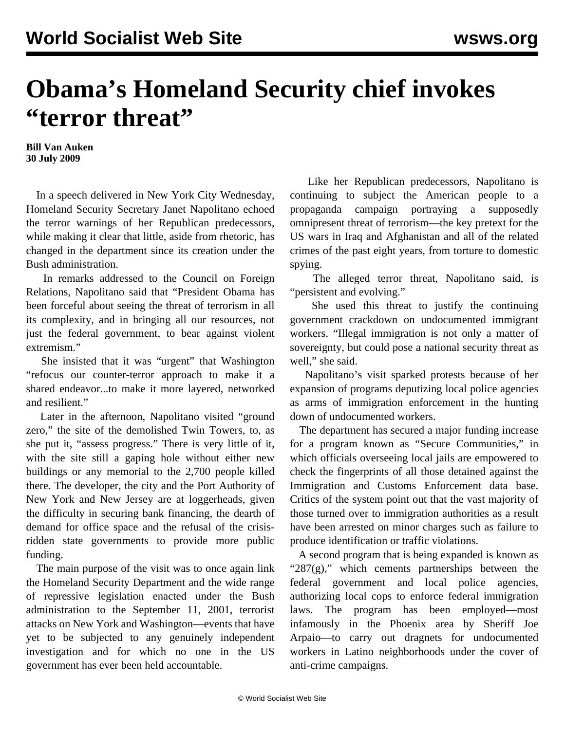# Obama's Homeland Security chief invokes "terror threat"

**Bill Van Auken**
**30 July 2009**

In a speech delivered in New York City Wednesday, Homeland Security Secretary Janet Napolitano echoed the terror warnings of her Republican predecessors, while making it clear that little, aside from rhetoric, has changed in the department since its creation under the Bush administration.

In remarks addressed to the Council on Foreign Relations, Napolitano said that "President Obama has been forceful about seeing the threat of terrorism in all its complexity, and in bringing all our resources, not just the federal government, to bear against violent extremism."

She insisted that it was "urgent" that Washington "refocus our counter-terror approach to make it a shared endeavor...to make it more layered, networked and resilient."

Later in the afternoon, Napolitano visited "ground zero," the site of the demolished Twin Towers, to, as she put it, "assess progress." There is very little of it, with the site still a gaping hole without either new buildings or any memorial to the 2,700 people killed there. The developer, the city and the Port Authority of New York and New Jersey are at loggerheads, given the difficulty in securing bank financing, the dearth of demand for office space and the refusal of the crisis-ridden state governments to provide more public funding.

The main purpose of the visit was to once again link the Homeland Security Department and the wide range of repressive legislation enacted under the Bush administration to the September 11, 2001, terrorist attacks on New York and Washington—events that have yet to be subjected to any genuinely independent investigation and for which no one in the US government has ever been held accountable.

Like her Republican predecessors, Napolitano is continuing to subject the American people to a propaganda campaign portraying a supposedly omnipresent threat of terrorism—the key pretext for the US wars in Iraq and Afghanistan and all of the related crimes of the past eight years, from torture to domestic spying.

The alleged terror threat, Napolitano said, is "persistent and evolving."

She used this threat to justify the continuing government crackdown on undocumented immigrant workers. "Illegal immigration is not only a matter of sovereignty, but could pose a national security threat as well," she said.

Napolitano's visit sparked protests because of her expansion of programs deputizing local police agencies as arms of immigration enforcement in the hunting down of undocumented workers.

The department has secured a major funding increase for a program known as "Secure Communities," in which officials overseeing local jails are empowered to check the fingerprints of all those detained against the Immigration and Customs Enforcement data base. Critics of the system point out that the vast majority of those turned over to immigration authorities as a result have been arrested on minor charges such as failure to produce identification or traffic violations.

A second program that is being expanded is known as "287(g)," which cements partnerships between the federal government and local police agencies, authorizing local cops to enforce federal immigration laws. The program has been employed—most infamously in the Phoenix area by Sheriff Joe Arpaio—to carry out dragnets for undocumented workers in Latino neighborhoods under the cover of anti-crime campaigns.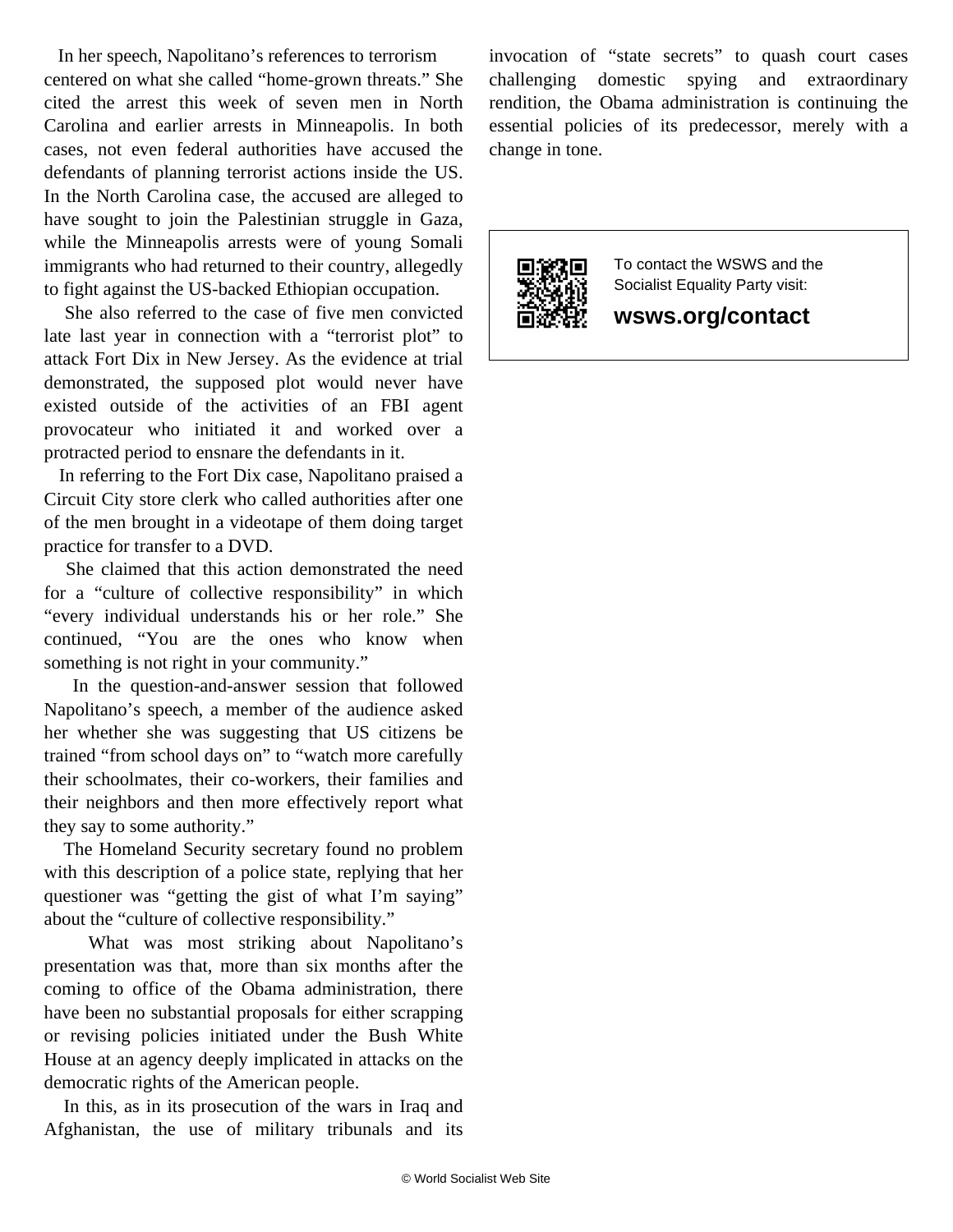In her speech, Napolitano's references to terrorism centered on what she called "home-grown threats." She cited the arrest this week of seven men in North Carolina and earlier arrests in Minneapolis. In both cases, not even federal authorities have accused the defendants of planning terrorist actions inside the US. In the North Carolina case, the accused are alleged to have sought to join the Palestinian struggle in Gaza, while the Minneapolis arrests were of young Somali immigrants who had returned to their country, allegedly to fight against the US-backed Ethiopian occupation.

She also referred to the case of five men convicted late last year in connection with a "terrorist plot" to attack Fort Dix in New Jersey. As the evidence at trial demonstrated, the supposed plot would never have existed outside of the activities of an FBI agent provocateur who initiated it and worked over a protracted period to ensnare the defendants in it.

In referring to the Fort Dix case, Napolitano praised a Circuit City store clerk who called authorities after one of the men brought in a videotape of them doing target practice for transfer to a DVD.

She claimed that this action demonstrated the need for a "culture of collective responsibility" in which "every individual understands his or her role." She continued, "You are the ones who know when something is not right in your community."

In the question-and-answer session that followed Napolitano's speech, a member of the audience asked her whether she was suggesting that US citizens be trained "from school days on" to "watch more carefully their schoolmates, their co-workers, their families and their neighbors and then more effectively report what they say to some authority."

The Homeland Security secretary found no problem with this description of a police state, replying that her questioner was "getting the gist of what I'm saying" about the "culture of collective responsibility."

What was most striking about Napolitano's presentation was that, more than six months after the coming to office of the Obama administration, there have been no substantial proposals for either scrapping or revising policies initiated under the Bush White House at an agency deeply implicated in attacks on the democratic rights of the American people.

In this, as in its prosecution of the wars in Iraq and Afghanistan, the use of military tribunals and its invocation of "state secrets" to quash court cases challenging domestic spying and extraordinary rendition, the Obama administration is continuing the essential policies of its predecessor, merely with a change in tone.

To contact the WSWS and the Socialist Equality Party visit:

**wsws.org/contact**